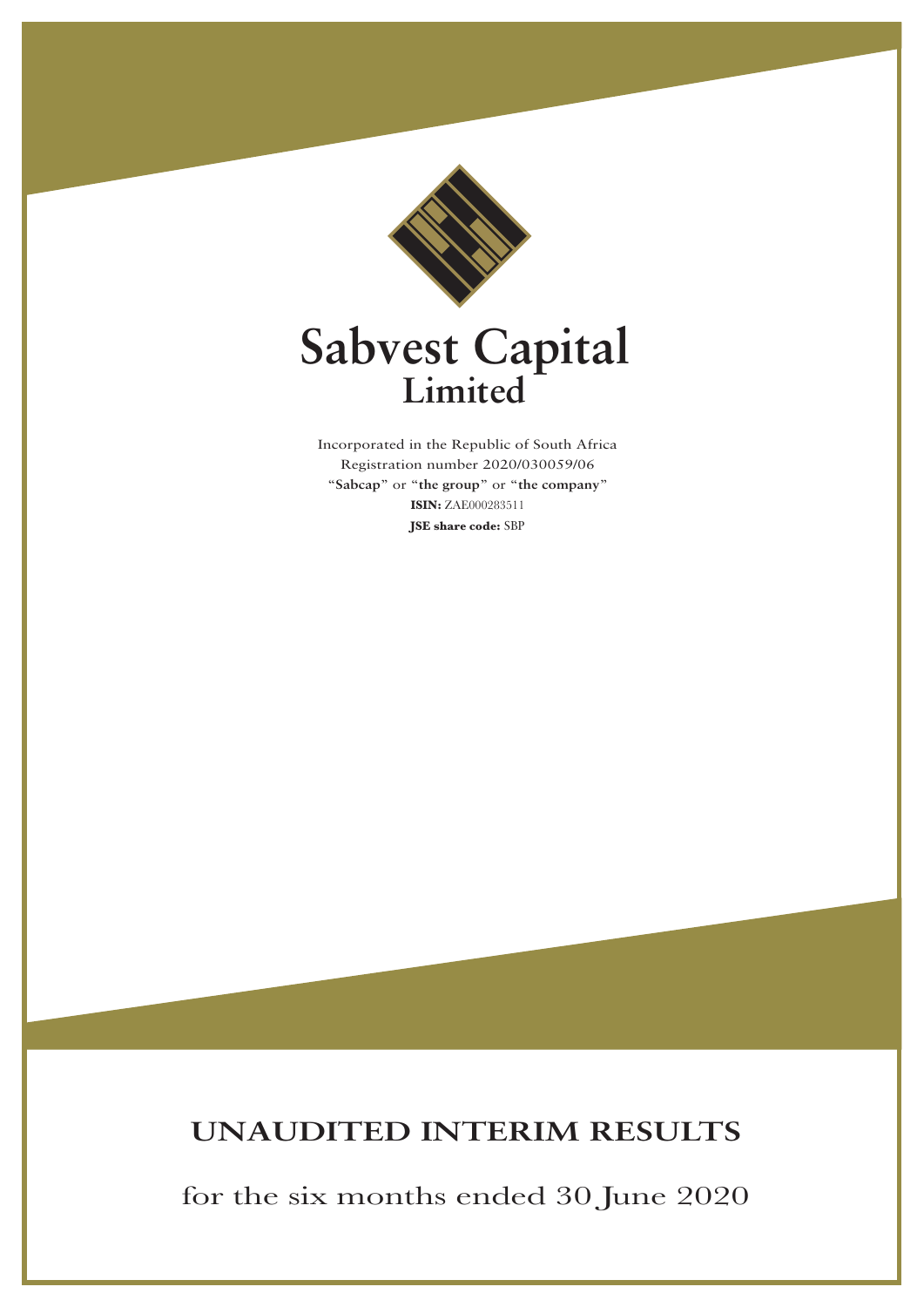# Sabvest Capital Limited

Incorporated in the Republic of South Africa
Registration number 2020/030059/06
"**Sabcap**" or "**the group**" or "**the company**"
**ISIN:** ZAE000283511
**JSE share code:** SBP

## UNAUDITED INTERIM RESULTS

for the six months ended 30 June 2020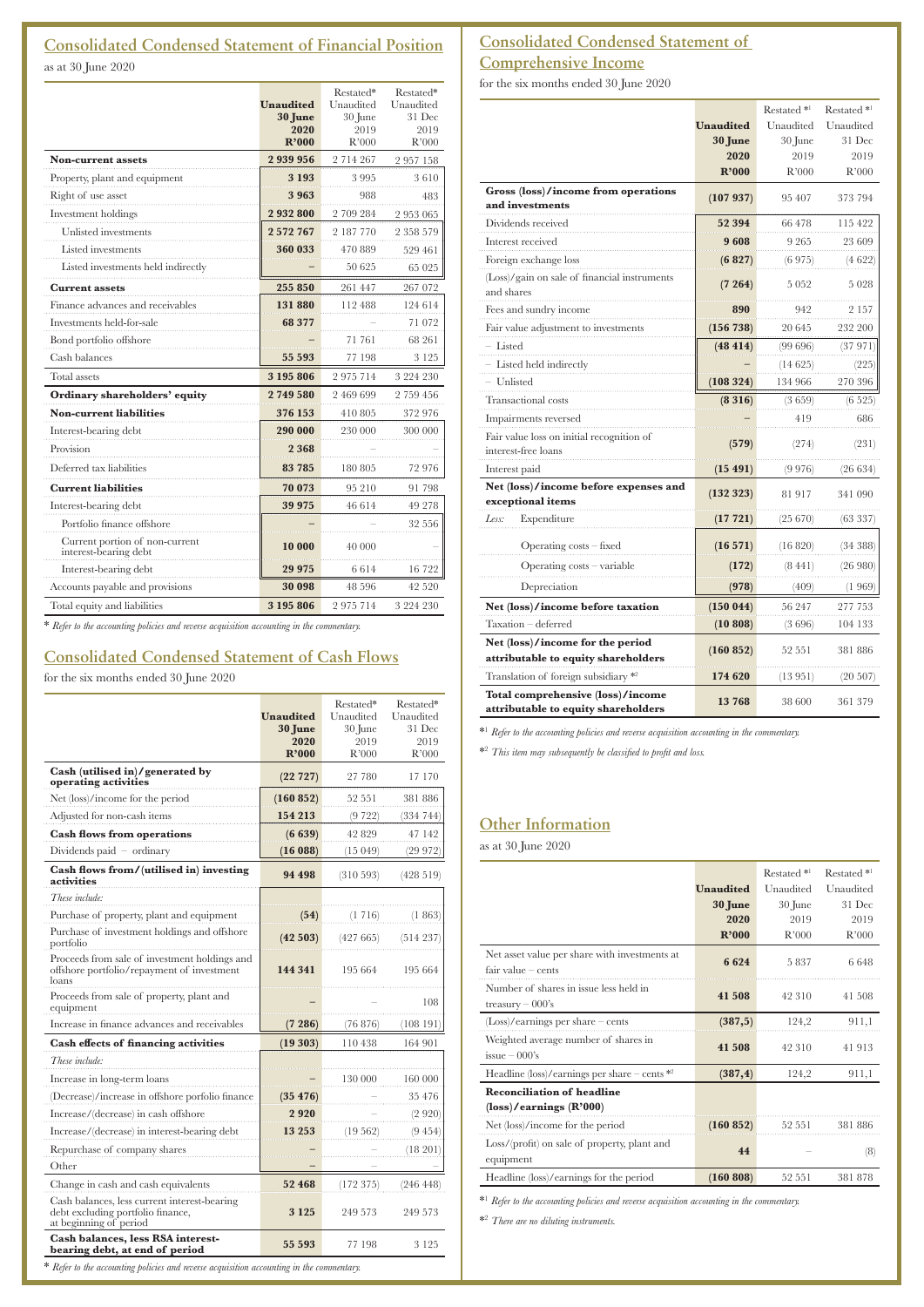## Consolidated Condensed Statement of Financial Position

as at 30 June 2020

| | Unaudited 30 June 2020 R'000 | Restated* Unaudited 30 June 2019 R'000 | Restated* Unaudited 31 Dec 2019 R'000 |
|---|---|---|---|
| **Non-current assets** | **2 939 956** | 2 714 267 | 2 957 158 |
| Property, plant and equipment | **3 193** | 3 995 | 3 610 |
| Right of use asset | **3 963** | 988 | 483 |
| Investment holdings | **2 932 800** | 2 709 284 | 2 953 065 |
| Unlisted investments | **2 572 767** | 2 187 770 | 2 358 579 |
| Listed investments | **360 033** | 470 889 | 529 461 |
| Listed investments held indirectly | **–** | 50 625 | 65 025 |
| **Current assets** | **255 850** | 261 447 | 267 072 |
| Finance advances and receivables | **131 880** | 112 488 | 124 614 |
| Investments held-for-sale | **68 377** | – | 71 072 |
| Bond portfolio offshore | **–** | 71 761 | 68 261 |
| Cash balances | **55 593** | 77 198 | 3 125 |
| Total assets | **3 195 806** | 2 975 714 | 3 224 230 |
| **Ordinary shareholders' equity** | **2 749 580** | 2 469 699 | 2 759 456 |
| **Non-current liabilities** | **376 153** | 410 805 | 372 976 |
| Interest-bearing debt | **290 000** | 230 000 | 300 000 |
| Provision | **2 368** | – | – |
| Deferred tax liabilities | **83 785** | 180 805 | 72 976 |
| **Current liabilities** | **70 073** | 95 210 | 91 798 |
| Interest-bearing debt | **39 975** | 46 614 | 49 278 |
| Portfolio finance offshore | **–** | – | 32 556 |
| Current portion of non-current interest-bearing debt | **10 000** | 40 000 | – |
| Interest-bearing debt | **29 975** | 6 614 | 16 722 |
| Accounts payable and provisions | **30 098** | 48 596 | 42 520 |
| Total equity and liabilities | **3 195 806** | 2 975 714 | 3 224 230 |

* *Refer to the accounting policies and reverse acquisition accounting in the commentary.*

## Consolidated Condensed Statement of Cash Flows

for the six months ended 30 June 2020

| | Unaudited 30 June 2020 R'000 | Restated* Unaudited 30 June 2019 R'000 | Restated* Unaudited 31 Dec 2019 R'000 |
|---|---|---|---|
| **Cash (utilised in)/generated by operating activities** | **(22 727)** | 27 780 | 17 170 |
| Net (loss)/income for the period | **(160 852)** | 52 551 | 381 886 |
| Adjusted for non-cash items | **154 213** | (9 722) | (334 744) |
| **Cash flows from operations** | **(6 639)** | 42 829 | 47 142 |
| Dividends paid – ordinary | **(16 088)** | (15 049) | (29 972) |
| **Cash flows from/(utilised in) investing activities** | **94 498** | (310 593) | (428 519) |
| *These include:* | | | |
| Purchase of property, plant and equipment | **(54)** | (1 716) | (1 863) |
| Purchase of investment holdings and offshore portfolio | **(42 503)** | (427 665) | (514 237) |
| Proceeds from sale of investment holdings and offshore portfolio/repayment of investment loans | **144 341** | 195 664 | 195 664 |
| Proceeds from sale of property, plant and equipment | **–** | – | 108 |
| Increase in finance advances and receivables | **(7 286)** | (76 876) | (108 191) |
| **Cash effects of financing activities** | **(19 303)** | 110 438 | 164 901 |
| *These include:* | | | |
| Increase in long-term loans | **–** | 130 000 | 160 000 |
| (Decrease)/increase in offshore porfolio finance | **(35 476)** | – | 35 476 |
| Increase/(decrease) in cash offshore | **2 920** | – | (2 920) |
| Increase/(decrease) in interest-bearing debt | **13 253** | (19 562) | (9 454) |
| Repurchase of company shares | **–** | – | (18 201) |
| Other | **–** | – | – |
| Change in cash and cash equivalents | **52 468** | (172 375) | (246 448) |
| Cash balances, less current interest-bearing debt excluding portfolio finance, at beginning of period | **3 125** | 249 573 | 249 573 |
| **Cash balances, less RSA interest-bearing debt, at end of period** | **55 593** | 77 198 | 3 125 |

* *Refer to the accounting policies and reverse acquisition accounting in the commentary.*

## Consolidated Condensed Statement of Comprehensive Income

for the six months ended 30 June 2020

| | Unaudited 30 June 2020 R'000 | Restated *1 Unaudited 30 June 2019 R'000 | Restated *1 Unaudited 31 Dec 2019 R'000 |
|---|---|---|---|
| **Gross (loss)/income from operations and investments** | **(107 937)** | 95 407 | 373 794 |
| Dividends received | **52 394** | 66 478 | 115 422 |
| Interest received | **9 608** | 9 265 | 23 609 |
| Foreign exchange loss | **(6 827)** | (6 975) | (4 622) |
| (Loss)/gain on sale of financial instruments and shares | **(7 264)** | 5 052 | 5 028 |
| Fees and sundry income | **890** | 942 | 2 157 |
| Fair value adjustment to investments | **(156 738)** | 20 645 | 232 200 |
| – Listed | **(48 414)** | (99 696) | (37 971) |
| – Listed held indirectly | **–** | (14 625) | (225) |
| – Unlisted | **(108 324)** | 134 966 | 270 396 |
| Transactional costs | **(8 316)** | (3 659) | (6 525) |
| Impairments reversed | **–** | 419 | 686 |
| Fair value loss on initial recognition of interest-free loans | **(579)** | (274) | (231) |
| Interest paid | **(15 491)** | (9 976) | (26 634) |
| **Net (loss)/income before expenses and exceptional items** | **(132 323)** | 81 917 | 341 090 |
| *Less:* Expenditure | **(17 721)** | (25 670) | (63 337) |
| Operating costs – fixed | **(16 571)** | (16 820) | (34 388) |
| Operating costs – variable | **(172)** | (8 441) | (26 980) |
| Depreciation | **(978)** | (409) | (1 969) |
| **Net (loss)/income before taxation** | **(150 044)** | 56 247 | 277 753 |
| Taxation – deferred | **(10 808)** | (3 696) | 104 133 |
| **Net (loss)/income for the period attributable to equity shareholders** | **(160 852)** | 52 551 | 381 886 |
| Translation of foreign subsidiary *2 | **174 620** | (13 951) | (20 507) |
| **Total comprehensive (loss)/income attributable to equity shareholders** | **13 768** | 38 600 | 361 379 |

*1 *Refer to the accounting policies and reverse acquisition accounting in the commentary.*

*2 *This item may subsequently be classified to profit and loss.*

## Other Information

as at 30 June 2020

| | Unaudited 30 June 2020 R'000 | Restated *1 Unaudited 30 June 2019 R'000 | Restated *1 Unaudited 31 Dec 2019 R'000 |
|---|---|---|---|
| Net asset value per share with investments at fair value – cents | **6 624** | 5 837 | 6 648 |
| Number of shares in issue less held in treasury – 000's | **41 508** | 42 310 | 41 508 |
| (Loss)/earnings per share – cents | **(387,5)** | 124,2 | 911,1 |
| Weighted average number of shares in issue – 000's | **41 508** | 42 310 | 41 913 |
| Headline (loss)/earnings per share – cents *2 | **(387,4)** | 124,2 | 911,1 |
| **Reconciliation of headline (loss)/earnings (R'000)** | | | |
| Net (loss)/income for the period | **(160 852)** | 52 551 | 381 886 |
| Loss/(profit) on sale of property, plant and equipment | **44** | – | (8) |
| Headline (loss)/earnings for the period | **(160 808)** | 52 551 | 381 878 |

*1 *Refer to the accounting policies and reverse acquisition accounting in the commentary.*

*2 *There are no diluting instruments.*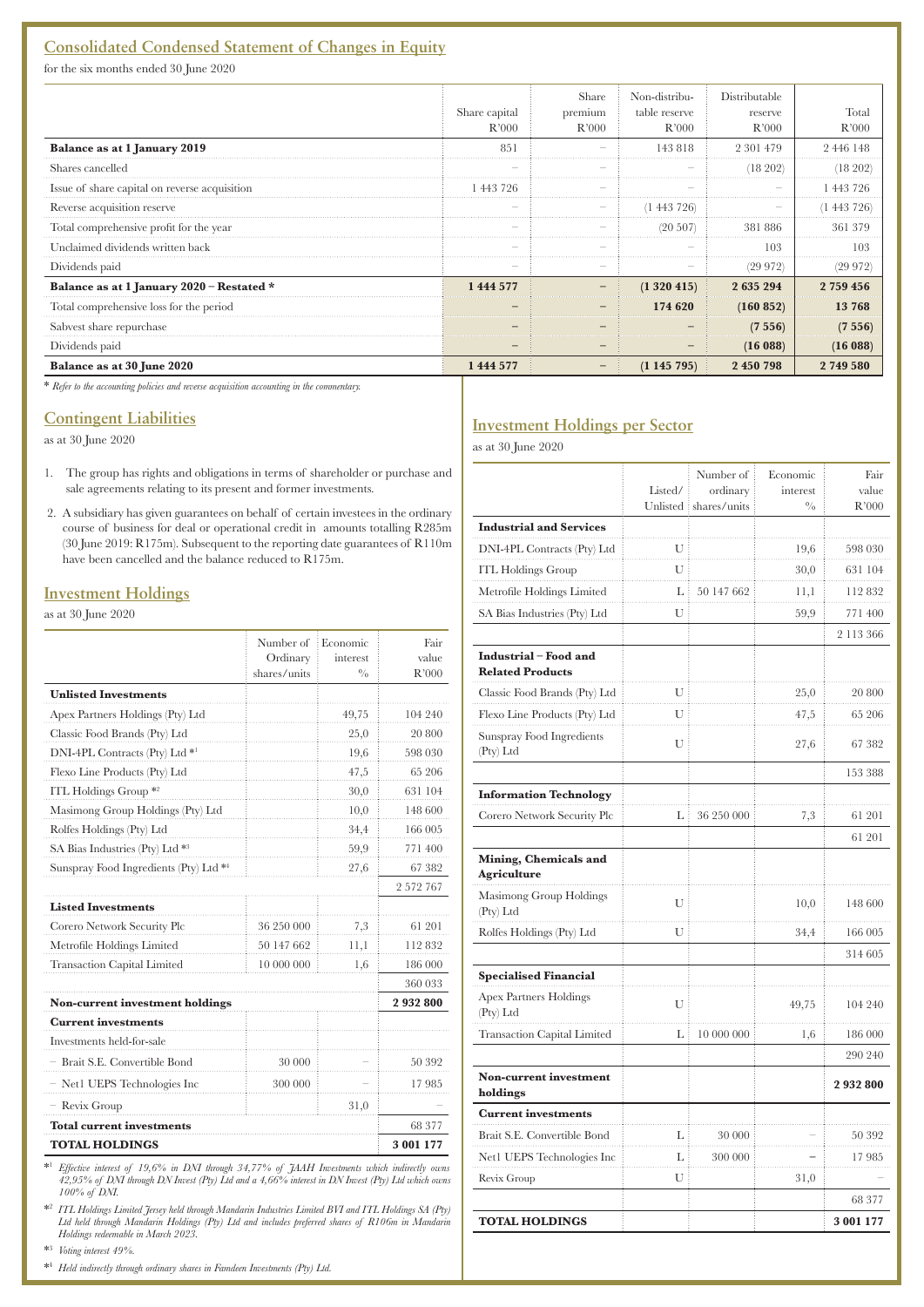## Consolidated Condensed Statement of Changes in Equity

for the six months ended 30 June 2020

| | Share capital R'000 | Share premium R'000 | Non-distributable reserve R'000 | Distributable reserve R'000 | Total R'000 |
|---|---|---|---|---|---|
| **Balance as at 1 January 2019** | 851 | – | 143 818 | 2 301 479 | 2 446 148 |
| Shares cancelled | – | – | – | (18 202) | (18 202) |
| Issue of share capital on reverse acquisition | 1 443 726 | – | – | – | 1 443 726 |
| Reverse acquisition reserve | – | – | (1 443 726) | – | (1 443 726) |
| Total comprehensive profit for the year | – | – | (20 507) | 381 886 | 361 379 |
| Unclaimed dividends written back | – | – | – | 103 | 103 |
| Dividends paid | – | – | – | (29 972) | (29 972) |
| **Balance as at 1 January 2020 – Restated *** | **1 444 577** | **–** | **(1 320 415)** | **2 635 294** | **2 759 456** |
| Total comprehensive loss for the period | **–** | **–** | **174 620** | **(160 852)** | **13 768** |
| Sabvest share repurchase | **–** | **–** | **–** | **(7 556)** | **(7 556)** |
| Dividends paid | **–** | **–** | **–** | **(16 088)** | **(16 088)** |
| **Balance as at 30 June 2020** | **1 444 577** | **–** | **(1 145 795)** | **2 450 798** | **2 749 580** |

* *Refer to the accounting policies and reverse acquisition accounting in the commentary.*

## Contingent Liabilities

as at 30 June 2020

1. The group has rights and obligations in terms of shareholder or purchase and sale agreements relating to its present and former investments.
2. A subsidiary has given guarantees on behalf of certain investees in the ordinary course of business for deal or operational credit in amounts totalling R285m (30 June 2019: R175m). Subsequent to the reporting date guarantees of R110m have been cancelled and the balance reduced to R175m.

## Investment Holdings

as at 30 June 2020

| | Number of Ordinary shares/units | Economic interest % | Fair value R'000 |
|---|---|---|---|
| **Unlisted Investments** | | | |
| Apex Partners Holdings (Pty) Ltd | | 49,75 | 104 240 |
| Classic Food Brands (Pty) Ltd | | 25,0 | 20 800 |
| DNI-4PL Contracts (Pty) Ltd *[1] | | 19,6 | 598 030 |
| Flexo Line Products (Pty) Ltd | | 47,5 | 65 206 |
| ITL Holdings Group *[2] | | 30,0 | 631 104 |
| Masimong Group Holdings (Pty) Ltd | | 10,0 | 148 600 |
| Rolfes Holdings (Pty) Ltd | | 34,4 | 166 005 |
| SA Bias Industries (Pty) Ltd *[3] | | 59,9 | 771 400 |
| Sunspray Food Ingredients (Pty) Ltd *[4] | | 27,6 | 67 382 |
| | | | 2 572 767 |
| **Listed Investments** | | | |
| Corero Network Security Plc | 36 250 000 | 7,3 | 61 201 |
| Metrofile Holdings Limited | 50 147 662 | 11,1 | 112 832 |
| Transaction Capital Limited | 10 000 000 | 1,6 | 186 000 |
| | | | 360 033 |
| **Non-current investment holdings** | | | **2 932 800** |
| **Current investments** | | | |
| Investments held-for-sale | | | |
| – Brait S.E. Convertible Bond | 30 000 | – | 50 392 |
| – Net1 UEPS Technologies Inc | 300 000 | – | 17 985 |
| – Revix Group | | 31,0 | – |
| **Total current investments** | | | 68 377 |
| **TOTAL HOLDINGS** | | | **3 001 177** |

*[1] *Effective interest of 19,6% in DNI through 34,77% of JAAH Investments which indirectly owns 42,95% of DNI through DN Invest (Pty) Ltd and a 4,66% interest in DN Invest (Pty) Ltd which owns 100% of DNI.*

*[2] *ITL Holdings Limited Jersey held through Mandarin Industries Limited BVI and ITL Holdings SA (Pty) Ltd held through Mandarin Holdings (Pty) Ltd and includes preferred shares of R106m in Mandarin Holdings redeemable in March 2023.*

*[3] *Voting interest 49%.*

*[4] *Held indirectly through ordinary shares in Famdeen Investments (Pty) Ltd.*

## Investment Holdings per Sector

as at 30 June 2020

| | Listed/ Unlisted | Number of ordinary shares/units | Economic interest % | Fair value R'000 |
|---|---|---|---|---|
| **Industrial and Services** | | | | |
| DNI-4PL Contracts (Pty) Ltd | U | | 19,6 | 598 030 |
| ITL Holdings Group | U | | 30,0 | 631 104 |
| Metrofile Holdings Limited | L | 50 147 662 | 11,1 | 112 832 |
| SA Bias Industries (Pty) Ltd | U | | 59,9 | 771 400 |
| | | | | 2 113 366 |
| **Industrial – Food and Related Products** | | | | |
| Classic Food Brands (Pty) Ltd | U | | 25,0 | 20 800 |
| Flexo Line Products (Pty) Ltd | U | | 47,5 | 65 206 |
| Sunspray Food Ingredients (Pty) Ltd | U | | 27,6 | 67 382 |
| | | | | 153 388 |
| **Information Technology** | | | | |
| Corero Network Security Plc | L | 36 250 000 | 7,3 | 61 201 |
| | | | | 61 201 |
| **Mining, Chemicals and Agriculture** | | | | |
| Masimong Group Holdings (Pty) Ltd | U | | 10,0 | 148 600 |
| Rolfes Holdings (Pty) Ltd | U | | 34,4 | 166 005 |
| | | | | 314 605 |
| **Specialised Financial** | | | | |
| Apex Partners Holdings (Pty) Ltd | U | | 49,75 | 104 240 |
| Transaction Capital Limited | L | 10 000 000 | 1,6 | 186 000 |
| | | | | 290 240 |
| **Non-current investment holdings** | | | | **2 932 800** |
| **Current investments** | | | | |
| Brait S.E. Convertible Bond | L | 30 000 | – | 50 392 |
| Net1 UEPS Technologies Inc | L | 300 000 | – | 17 985 |
| Revix Group | U | | 31,0 | – |
| | | | | 68 377 |
| **TOTAL HOLDINGS** | | | | **3 001 177** |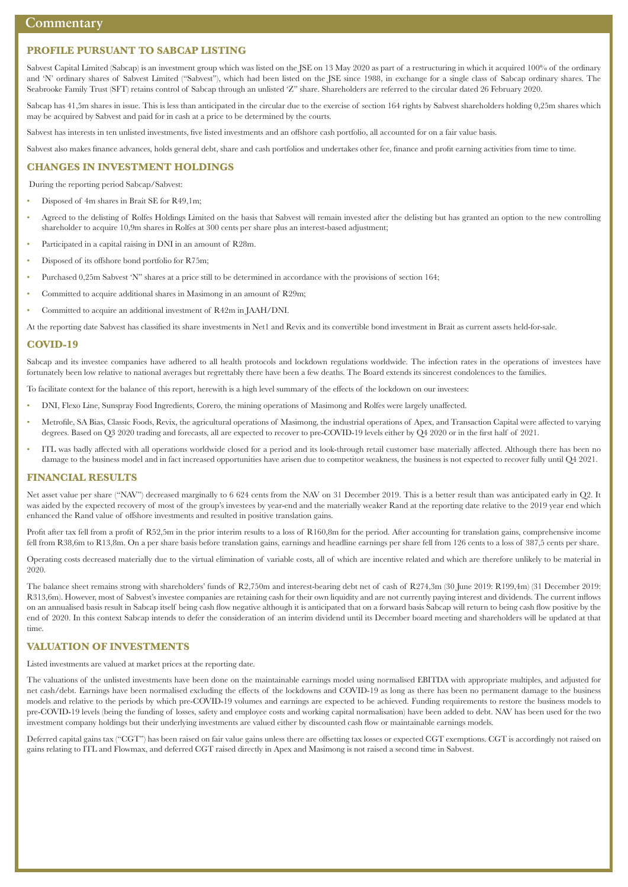# Commentary

## PROFILE PURSUANT TO SABCAP LISTING

Sabvest Capital Limited (Sabcap) is an investment group which was listed on the JSE on 13 May 2020 as part of a restructuring in which it acquired 100% of the ordinary and 'N' ordinary shares of Sabvest Limited ("Sabvest"), which had been listed on the JSE since 1988, in exchange for a single class of Sabcap ordinary shares. The Seabrooke Family Trust (SFT) retains control of Sabcap through an unlisted 'Z" share. Shareholders are referred to the circular dated 26 February 2020.

Sabcap has 41,5m shares in issue. This is less than anticipated in the circular due to the exercise of section 164 rights by Sabvest shareholders holding 0,25m shares which may be acquired by Sabvest and paid for in cash at a price to be determined by the courts.

Sabvest has interests in ten unlisted investments, five listed investments and an offshore cash portfolio, all accounted for on a fair value basis.

Sabvest also makes finance advances, holds general debt, share and cash portfolios and undertakes other fee, finance and profit earning activities from time to time.

## CHANGES IN INVESTMENT HOLDINGS

During the reporting period Sabcap/Sabvest:

- Disposed of 4m shares in Brait SE for R49,1m;
- Agreed to the delisting of Rolfes Holdings Limited on the basis that Sabvest will remain invested after the delisting but has granted an option to the new controlling shareholder to acquire 10,9m shares in Rolfes at 300 cents per share plus an interest-based adjustment;
- Participated in a capital raising in DNI in an amount of R28m.
- Disposed of its offshore bond portfolio for R75m;
- Purchased 0,25m Sabvest 'N" shares at a price still to be determined in accordance with the provisions of section 164;
- Committed to acquire additional shares in Masimong in an amount of R29m;
- Committed to acquire an additional investment of R42m in JAAH/DNI.

At the reporting date Sabvest has classified its share investments in Net1 and Revix and its convertible bond investment in Brait as current assets held-for-sale.

## COVID-19

Sabcap and its investee companies have adhered to all health protocols and lockdown regulations worldwide. The infection rates in the operations of investees have fortunately been low relative to national averages but regrettably there have been a few deaths. The Board extends its sincerest condolences to the families.

To facilitate context for the balance of this report, herewith is a high level summary of the effects of the lockdown on our investees:

- DNI, Flexo Line, Sunspray Food Ingredients, Corero, the mining operations of Masimong and Rolfes were largely unaffected.
- Metrofile, SA Bias, Classic Foods, Revix, the agricultural operations of Masimong, the industrial operations of Apex, and Transaction Capital were affected to varying degrees. Based on Q3 2020 trading and forecasts, all are expected to recover to pre-COVID-19 levels either by Q4 2020 or in the first half of 2021.
- ITL was badly affected with all operations worldwide closed for a period and its look-through retail customer base materially affected. Although there has been no damage to the business model and in fact increased opportunities have arisen due to competitor weakness, the business is not expected to recover fully until Q4 2021.

## FINANCIAL RESULTS

Net asset value per share ("NAV") decreased marginally to 6 624 cents from the NAV on 31 December 2019. This is a better result than was anticipated early in Q2. It was aided by the expected recovery of most of the group's investees by year-end and the materially weaker Rand at the reporting date relative to the 2019 year end which enhanced the Rand value of offshore investments and resulted in positive translation gains.

Profit after tax fell from a profit of R52,5m in the prior interim results to a loss of R160,8m for the period. After accounting for translation gains, comprehensive income fell from R38,6m to R13,8m. On a per share basis before translation gains, earnings and headline earnings per share fell from 126 cents to a loss of 387,5 cents per share.

Operating costs decreased materially due to the virtual elimination of variable costs, all of which are incentive related and which are therefore unlikely to be material in 2020.

The balance sheet remains strong with shareholders' funds of R2,750m and interest-bearing debt net of cash of R274,3m (30 June 2019: R199,4m) (31 December 2019: R313,6m). However, most of Sabvest's investee companies are retaining cash for their own liquidity and are not currently paying interest and dividends. The current inflows on an annualised basis result in Sabcap itself being cash flow negative although it is anticipated that on a forward basis Sabcap will return to being cash flow positive by the end of 2020. In this context Sabcap intends to defer the consideration of an interim dividend until its December board meeting and shareholders will be updated at that time.

## VALUATION OF INVESTMENTS

Listed investments are valued at market prices at the reporting date.

The valuations of the unlisted investments have been done on the maintainable earnings model using normalised EBITDA with appropriate multiples, and adjusted for net cash/debt. Earnings have been normalised excluding the effects of the lockdowns and COVID-19 as long as there has been no permanent damage to the business models and relative to the periods by which pre-COVID-19 volumes and earnings are expected to be achieved. Funding requirements to restore the business models to pre-COVID-19 levels (being the funding of losses, safety and employee costs and working capital normalisation) have been added to debt. NAV has been used for the two investment company holdings but their underlying investments are valued either by discounted cash flow or maintainable earnings models.

Deferred capital gains tax ("CGT") has been raised on fair value gains unless there are offsetting tax losses or expected CGT exemptions. CGT is accordingly not raised on gains relating to ITL and Flowmax, and deferred CGT raised directly in Apex and Masimong is not raised a second time in Sabvest.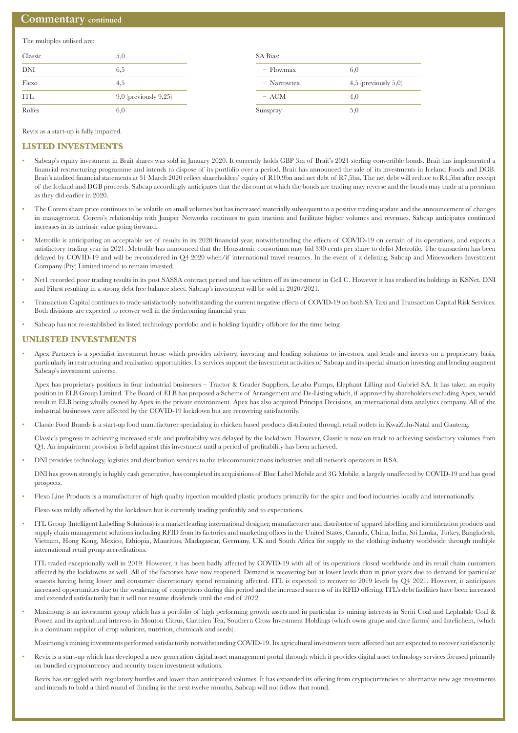## Commentary continued

The multiples utilised are:

| Classic | 5,0 |
|---|---|
| DNI | 6,5 |
| Flexo | 4,5 |
| ITL | 9,0 (previously 9,25) |
| Rolfes | 6,0 |

| SA Bias: | |
|---|---|
| – Flowmax | 6,0 |
| – Narrowtex | 4,5 (previously 5,0) |
| – ACM | 4,0 |
| Sunspray | 5,0 |

Revix as a start-up is fully impaired.

### LISTED INVESTMENTS

- Sabcap's equity investment in Brait shares was sold in January 2020. It currently holds GBP 3m of Brait's 2024 sterling convertible bonds. Brait has implemented a financial restructuring programme and intends to dispose of its portfolio over a period. Brait has announced the sale of its investments in Iceland Foods and DGB. Brait's audited financial statements at 31 March 2020 reflect shareholders' equity of R10,9bn and net debt of R7,5bn. The net debt will reduce to R4,5bn after receipt of the Iceland and DGB proceeds. Sabcap accordingly anticipates that the discount at which the bonds are trading may reverse and the bonds may trade at a premium as they did earlier in 2020.
- The Corero share price continues to be volatile on small volumes but has increased materially subsequent to a positive trading update and the announcement of changes in management. Corero's relationship with Juniper Networks continues to gain traction and facilitate higher volumes and revenues. Sabcap anticipates continued increases in its intrinsic value going forward.
- Metrofile is anticipating an acceptable set of results in its 2020 financial year, notwithstanding the effects of COVID-19 on certain of its operations, and expects a satisfactory trading year in 2021. Metrofile has announced that the Housatonic consortium may bid 330 cents per share to delist Metrofile. The transaction has been delayed by COVID-19 and will be reconsidered in Q4 2020 when/if international travel resumes. In the event of a delisting, Sabcap and Mineworkers Investment Company (Pty) Limited intend to remain invested.
- Net1 recorded poor trading results in its post SASSA contract period and has written off its investment in Cell C. However it has realised its holdings in KSNet, DNI and Fihrst resulting in a strong debt free balance sheet. Sabcap's investment will be sold in 2020/2021.
- Transaction Capital continues to trade satisfactorily notwithstanding the current negative effects of COVID-19 on both SA Taxi and Transaction Capital Risk Services. Both divisions are expected to recover well in the forthcoming financial year.
- Sabcap has not re-established its listed technology portfolio and is holding liquidity offshore for the time being.

### UNLISTED INVESTMENTS

- Apex Partners is a specialist investment house which provides advisory, investing and lending solutions to investors, and lends and invests on a proprietary basis, particularly in restructuring and realisation opportunities. Its services support the investment activities of Sabcap and its special situation investing and lending augment Sabcap's investment universe.

  Apex has proprietary positions in four industrial businesses – Tractor & Grader Suppliers, Letaba Pumps, Elephant Lifting and Gabriel SA. It has taken an equity position in ELB Group Limited. The Board of ELB has proposed a Scheme of Arrangement and De-Listing which, if approved by shareholders excluding Apex, would result in ELB being wholly owned by Apex in the private environment. Apex has also acquired Principa Decisions, an international data analytics company. All of the industrial businesses were affected by the COVID-19 lockdown but are recovering satisfactorily.

- Classic Food Brands is a start-up food manufacturer specialising in chicken based products distributed through retail outlets in KwaZulu-Natal and Gauteng.

  Classic's progress in achieving increased scale and profitability was delayed by the lockdown. However, Classic is now on track to achieving satisfactory volumes from Q4. An impairment provision is held against this investment until a period of profitability has been achieved.

- DNI provides technology, logistics and distribution services to the telecommunications industries and all network operators in RSA.

  DNI has grown strongly, is highly cash generative, has completed its acquisitions of Blue Label Mobile and 3G Mobile, is largely unaffected by COVID-19 and has good prospects.

- Flexo Line Products is a manufacturer of high quality injection moulded plastic products primarily for the spice and food industries locally and internationally.

  Flexo was mildly affected by the lockdown but is currently trading profitably and to expectations.

- ITL Group (Intelligent Labelling Solutions) is a market leading international designer, manufacturer and distributor of apparel labelling and identification products and supply chain management solutions including RFID from its factories and marketing offices in the United States, Canada, China, India, Sri Lanka, Turkey, Bangladesh, Vietnam, Hong Kong, Mexico, Ethiopia, Mauritius, Madagascar, Germany, UK and South Africa for supply to the clothing industry worldwide through multiple international retail group accreditations.

  ITL traded exceptionally well in 2019. However, it has been badly affected by COVID-19 with all of its operations closed worldwide and its retail chain customers affected by the lockdowns as well. All of the factories have now reopened. Demand is recovering but at lower levels than in prior years due to demand for particular seasons having being lower and consumer discretionary spend remaining affected. ITL is expected to recover to 2019 levels by Q4 2021. However, it anticipates increased opportunities due to the weakening of competitors during this period and the increased success of its RFID offering. ITL's debt facilities have been increased and extended satisfactorily but it will not resume dividends until the end of 2022.

- Masimong is an investment group which has a portfolio of high performing growth assets and in particular its mining interests in Seriti Coal and Lephalale Coal & Power, and its agricultural interests in Mouton Citrus, Carmien Tea, Southern Cross Investment Holdings (which owns grape and date farms) and Intelichem, (which is a dominant supplier of crop solutions, nutrition, chemicals and seeds).

  Masimong's mining investments performed satisfactorily notwithstanding COVID-19. Its agricultural investments were affected but are expected to recover satisfactorily.

- Revix is a start-up which has developed a new generation digital asset management portal through which it provides digital asset technology services focused primarily on bundled cryptocurrency and security token investment solutions.

  Revix has struggled with regulatory hurdles and lower than anticipated volumes. It has expanded its offering from cryptocurrencies to alternative new age investments and intends to hold a third round of funding in the next twelve months. Sabcap will not follow that round.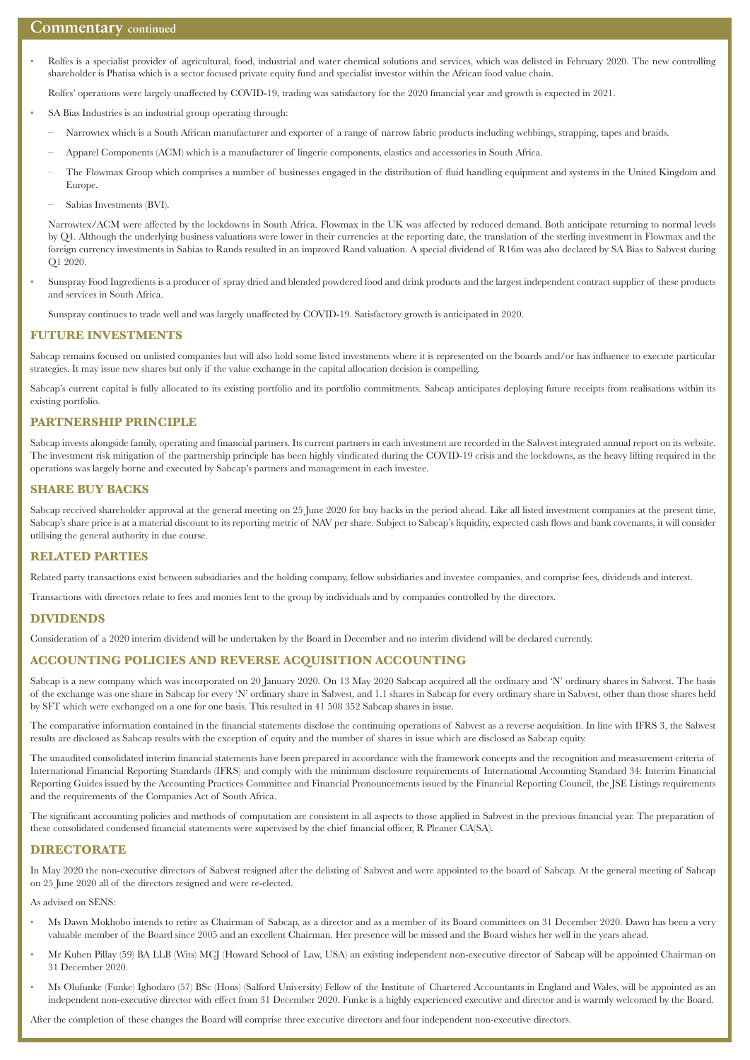## Commentary continued

- Rolfes is a specialist provider of agricultural, food, industrial and water chemical solutions and services, which was delisted in February 2020. The new controlling shareholder is Phatisa which is a sector focused private equity fund and specialist investor within the African food value chain.

  Rolfes' operations were largely unaffected by COVID-19, trading was satisfactory for the 2020 financial year and growth is expected in 2021.

- SA Bias Industries is an industrial group operating through:

  - Narrowtex which is a South African manufacturer and exporter of a range of narrow fabric products including webbings, strapping, tapes and braids.
  - Apparel Components (ACM) which is a manufacturer of lingerie components, elastics and accessories in South Africa.
  - The Flowmax Group which comprises a number of businesses engaged in the distribution of fluid handling equipment and systems in the United Kingdom and Europe.
  - Sabias Investments (BVI).

  Narrowtex/ACM were affected by the lockdowns in South Africa. Flowmax in the UK was affected by reduced demand. Both anticipate returning to normal levels by Q4. Although the underlying business valuations were lower in their currencies at the reporting date, the translation of the sterling investment in Flowmax and the foreign currency investments in Sabias to Rands resulted in an improved Rand valuation. A special dividend of R16m was also declared by SA Bias to Sabvest during Q1 2020.

- Sunspray Food Ingredients is a producer of spray dried and blended powdered food and drink products and the largest independent contract supplier of these products and services in South Africa.

  Sunspray continues to trade well and was largely unaffected by COVID-19. Satisfactory growth is anticipated in 2020.

### FUTURE INVESTMENTS

Sabcap remains focused on unlisted companies but will also hold some listed investments where it is represented on the boards and/or has influence to execute particular strategies. It may issue new shares but only if the value exchange in the capital allocation decision is compelling.

Sabcap's current capital is fully allocated to its existing portfolio and its portfolio commitments. Sabcap anticipates deploying future receipts from realisations within its existing portfolio.

### PARTNERSHIP PRINCIPLE

Sabcap invests alongside family, operating and financial partners. Its current partners in each investment are recorded in the Sabvest integrated annual report on its website. The investment risk mitigation of the partnership principle has been highly vindicated during the COVID-19 crisis and the lockdowns, as the heavy lifting required in the operations was largely borne and executed by Sabcap's partners and management in each investee.

### SHARE BUY BACKS

Sabcap received shareholder approval at the general meeting on 25 June 2020 for buy backs in the period ahead. Like all listed investment companies at the present time, Sabcap's share price is at a material discount to its reporting metric of NAV per share. Subject to Sabcap's liquidity, expected cash flows and bank covenants, it will consider utilising the general authority in due course.

### RELATED PARTIES

Related party transactions exist between subsidiaries and the holding company, fellow subsidiaries and investee companies, and comprise fees, dividends and interest.

Transactions with directors relate to fees and monies lent to the group by individuals and by companies controlled by the directors.

### DIVIDENDS

Consideration of a 2020 interim dividend will be undertaken by the Board in December and no interim dividend will be declared currently.

### ACCOUNTING POLICIES AND REVERSE ACQUISITION ACCOUNTING

Sabcap is a new company which was incorporated on 20 January 2020. On 13 May 2020 Sabcap acquired all the ordinary and 'N' ordinary shares in Sabvest. The basis of the exchange was one share in Sabcap for every 'N' ordinary share in Sabvest, and 1.1 shares in Sabcap for every ordinary share in Sabvest, other than those shares held by SFT which were exchanged on a one for one basis. This resulted in 41 508 352 Sabcap shares in issue.

The comparative information contained in the financial statements disclose the continuing operations of Sabvest as a reverse acquisition. In line with IFRS 3, the Sabvest results are disclosed as Sabcap results with the exception of equity and the number of shares in issue which are disclosed as Sabcap equity.

The unaudited consolidated interim financial statements have been prepared in accordance with the framework concepts and the recognition and measurement criteria of International Financial Reporting Standards (IFRS) and comply with the minimum disclosure requirements of International Accounting Standard 34: Interim Financial Reporting Guides issued by the Accounting Practices Committee and Financial Pronouncements issued by the Financial Reporting Council, the JSE Listings requirements and the requirements of the Companies Act of South Africa.

The significant accounting policies and methods of computation are consistent in all aspects to those applied in Sabvest in the previous financial year. The preparation of these consolidated condensed financial statements were supervised by the chief financial officer, R Pleaner CA(SA).

### DIRECTORATE

In May 2020 the non-executive directors of Sabvest resigned after the delisting of Sabvest and were appointed to the board of Sabcap. At the general meeting of Sabcap on 25 June 2020 all of the directors resigned and were re-elected.

As advised on SENS:

- Ms Dawn Mokhobo intends to retire as Chairman of Sabcap, as a director and as a member of its Board committees on 31 December 2020. Dawn has been a very valuable member of the Board since 2005 and an excellent Chairman. Her presence will be missed and the Board wishes her well in the years ahead.
- Mr Kuben Pillay (59) BA LLB (Wits) MCJ (Howard School of Law, USA) an existing independent non-executive director of Sabcap will be appointed Chairman on 31 December 2020.
- Ms Olufunke (Funke) Ighodaro (57) BSc (Hons) (Salford University) Fellow of the Institute of Chartered Accountants in England and Wales, will be appointed as an independent non-executive director with effect from 31 December 2020. Funke is a highly experienced executive and director and is warmly welcomed by the Board.

After the completion of these changes the Board will comprise three executive directors and four independent non-executive directors.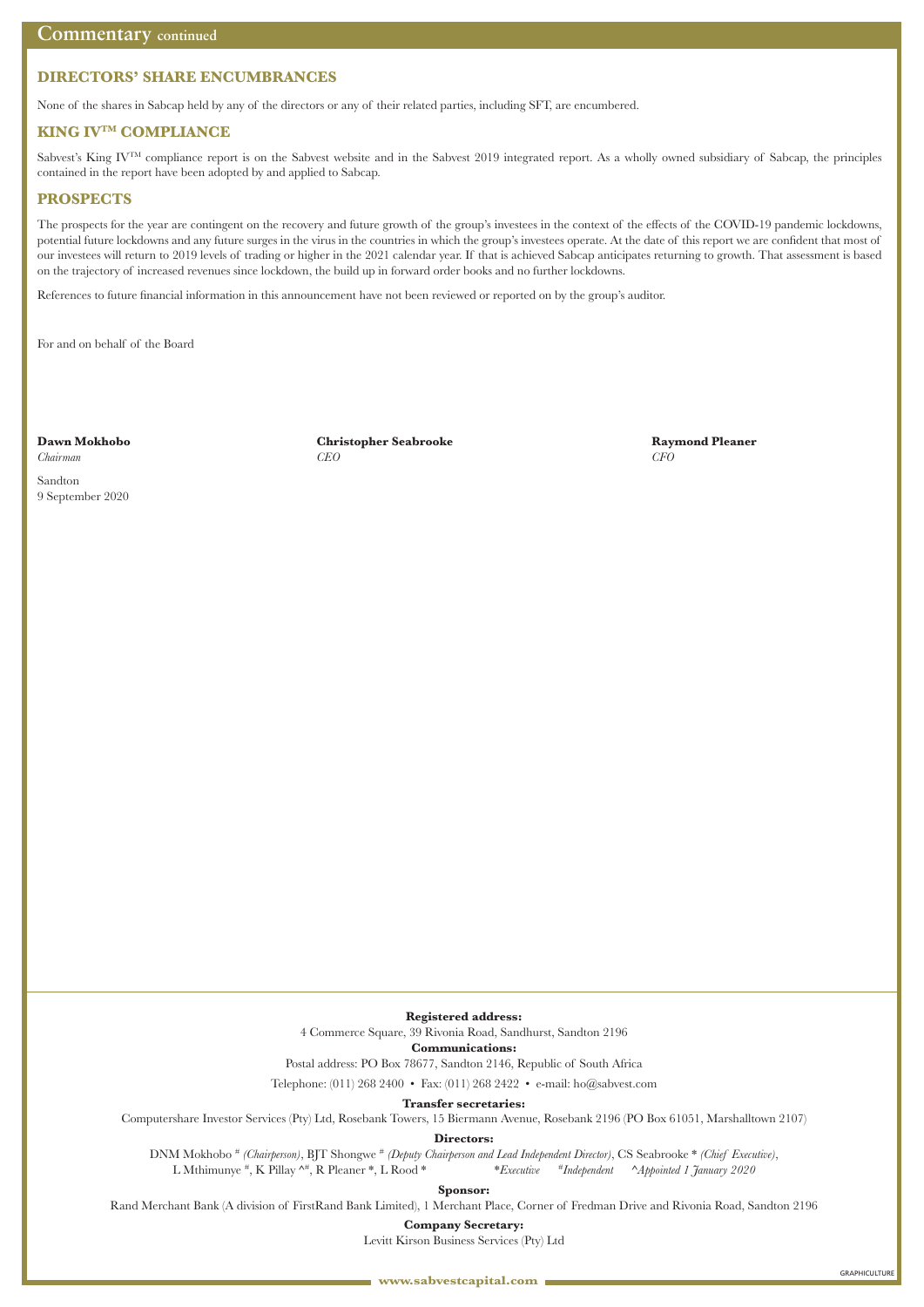## DIRECTORS' SHARE ENCUMBRANCES

None of the shares in Sabcap held by any of the directors or any of their related parties, including SFT, are encumbered.

## KING IV™ COMPLIANCE

Sabvest's King IV™ compliance report is on the Sabvest website and in the Sabvest 2019 integrated report. As a wholly owned subsidiary of Sabcap, the principles contained in the report have been adopted by and applied to Sabcap.

## PROSPECTS

The prospects for the year are contingent on the recovery and future growth of the group's investees in the context of the effects of the COVID-19 pandemic lockdowns, potential future lockdowns and any future surges in the virus in the countries in which the group's investees operate. At the date of this report we are confident that most of our investees will return to 2019 levels of trading or higher in the 2021 calendar year. If that is achieved Sabcap anticipates returning to growth. That assessment is based on the trajectory of increased revenues since lockdown, the build up in forward order books and no further lockdowns.

References to future financial information in this announcement have not been reviewed or reported on by the group's auditor.

For and on behalf of the Board

**Dawn Mokhobo**
*Chairman*

**Christopher Seabrooke**
*CEO*

**Raymond Pleaner**
*CFO*

Sandton
9 September 2020

**Registered address:**
4 Commerce Square, 39 Rivonia Road, Sandhurst, Sandton 2196

**Communications:**
Postal address: PO Box 78677, Sandton 2146, Republic of South Africa

Telephone: (011) 268 2400 • Fax: (011) 268 2422 • e-mail: ho@sabvest.com

**Transfer secretaries:**
Computershare Investor Services (Pty) Ltd, Rosebank Towers, 15 Biermann Avenue, Rosebank 2196 (PO Box 61051, Marshalltown 2107)

**Directors:**
DNM Mokhobo # *(Chairperson)*, BJT Shongwe # *(Deputy Chairperson and Lead Independent Director)*, CS Seabrooke * *(Chief Executive)*, L Mthimunye #, K Pillay ^#, R Pleaner *, L Rood * *Executive* #*Independent* ^*Appointed 1 January 2020*

**Sponsor:**
Rand Merchant Bank (A division of FirstRand Bank Limited), 1 Merchant Place, Corner of Fredman Drive and Rivonia Road, Sandton 2196

**Company Secretary:**
Levitt Kirson Business Services (Pty) Ltd

**www.sabvestcapital.com**

GRAPHICULTURE